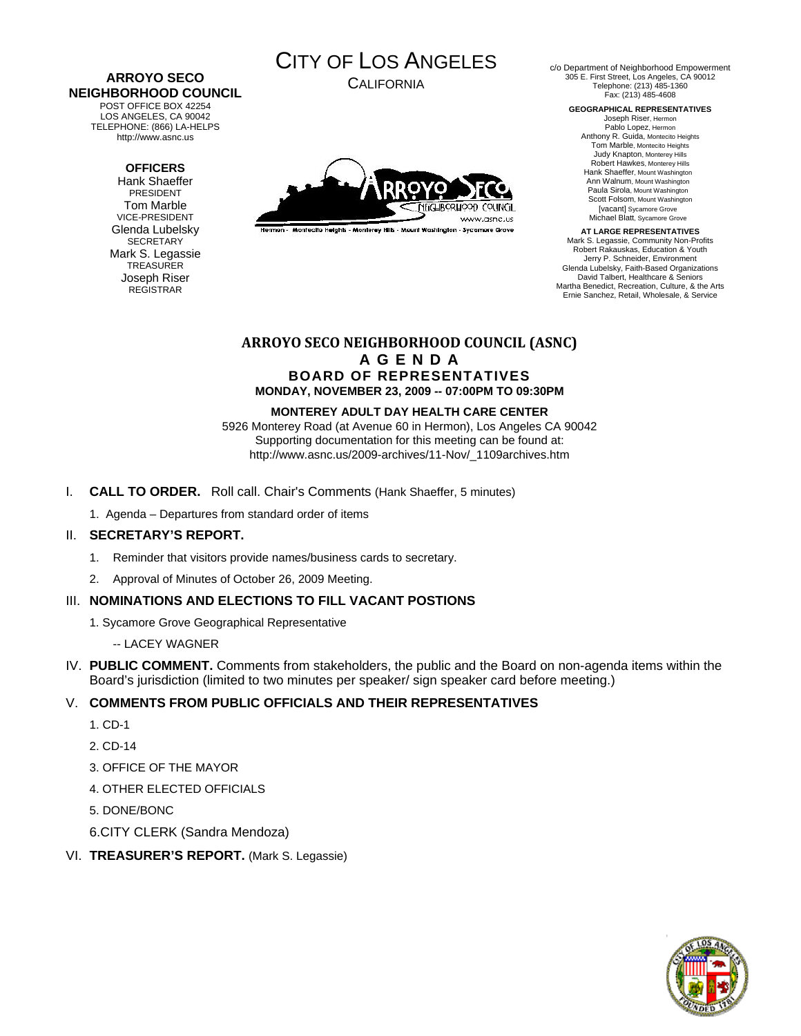# CITY OF LOS ANGELES

CALIFORNIA

**ARROYO SECO NEIGHBORHOOD COUNCIL**

POST OFFICE BOX 42254
LOS ANGELES, CA 90042
TELEPHONE: (866) LA-HELPS
http://www.asnc.us

**OFFICERS**

Hank Shaeffer
PRESIDENT

Tom Marble
VICE-PRESIDENT

Glenda Lubelsky
SECRETARY

Mark S. Legassie
TREASURER

Joseph Riser
REGISTRAR

ARROYO SECO NEIGHBORHOOD COUNCIL
www.asnc.us
Hermon - Montecito Heights - Monterey Hills - Mount Washington - Sycamore Grove

c/o Department of Neighborhood Empowerment
305 E. First Street, Los Angeles, CA 90012
Telephone: (213) 485-1360
Fax: (213) 485-4608

**GEOGRAPHICAL REPRESENTATIVES**

Joseph Riser, Hermon
Pablo Lopez, Hermon
Anthony R. Guida, Montecito Heights
Tom Marble, Montecito Heights
Judy Knapton, Monterey Hills
Robert Hawkes, Monterey Hills
Hank Shaeffer, Mount Washington
Ann Walnum, Mount Washington
Paula Sirola, Mount Washington
Scott Folsom, Mount Washington
[vacant] Sycamore Grove
Michael Blatt, Sycamore Grove

**AT LARGE REPRESENTATIVES**

Mark S. Legassie, Community Non-Profits
Robert Rakauskas, Education & Youth
Jerry P. Schneider, Environment
Glenda Lubelsky, Faith-Based Organizations
David Talbert, Healthcare & Seniors
Martha Benedict, Recreation, Culture, & the Arts
Ernie Sanchez, Retail, Wholesale, & Service

## ARROYO SECO NEIGHBORHOOD COUNCIL (ASNC)
## A G E N D A
## BOARD OF REPRESENTATIVES

**MONDAY, NOVEMBER 23, 2009 -- 07:00PM TO 09:30PM**

**MONTEREY ADULT DAY HEALTH CARE CENTER**

5926 Monterey Road (at Avenue 60 in Hermon), Los Angeles CA 90042
Supporting documentation for this meeting can be found at:
http://www.asnc.us/2009-archives/11-Nov/_1109archives.htm

I. **CALL TO ORDER.** Roll call. Chair's Comments (Hank Shaeffer, 5 minutes)

1. Agenda – Departures from standard order of items

II. **SECRETARY'S REPORT.**

1. Reminder that visitors provide names/business cards to secretary.
2. Approval of Minutes of October 26, 2009 Meeting.

III. **NOMINATIONS AND ELECTIONS TO FILL VACANT POSTIONS**

1. Sycamore Grove Geographical Representative

-- LACEY WAGNER

IV. **PUBLIC COMMENT.** Comments from stakeholders, the public and the Board on non-agenda items within the Board's jurisdiction (limited to two minutes per speaker/ sign speaker card before meeting.)

V. **COMMENTS FROM PUBLIC OFFICIALS AND THEIR REPRESENTATIVES**

1. CD-1
2. CD-14
3. OFFICE OF THE MAYOR
4. OTHER ELECTED OFFICIALS
5. DONE/BONC
6. CITY CLERK (Sandra Mendoza)

VI. **TREASURER'S REPORT.** (Mark S. Legassie)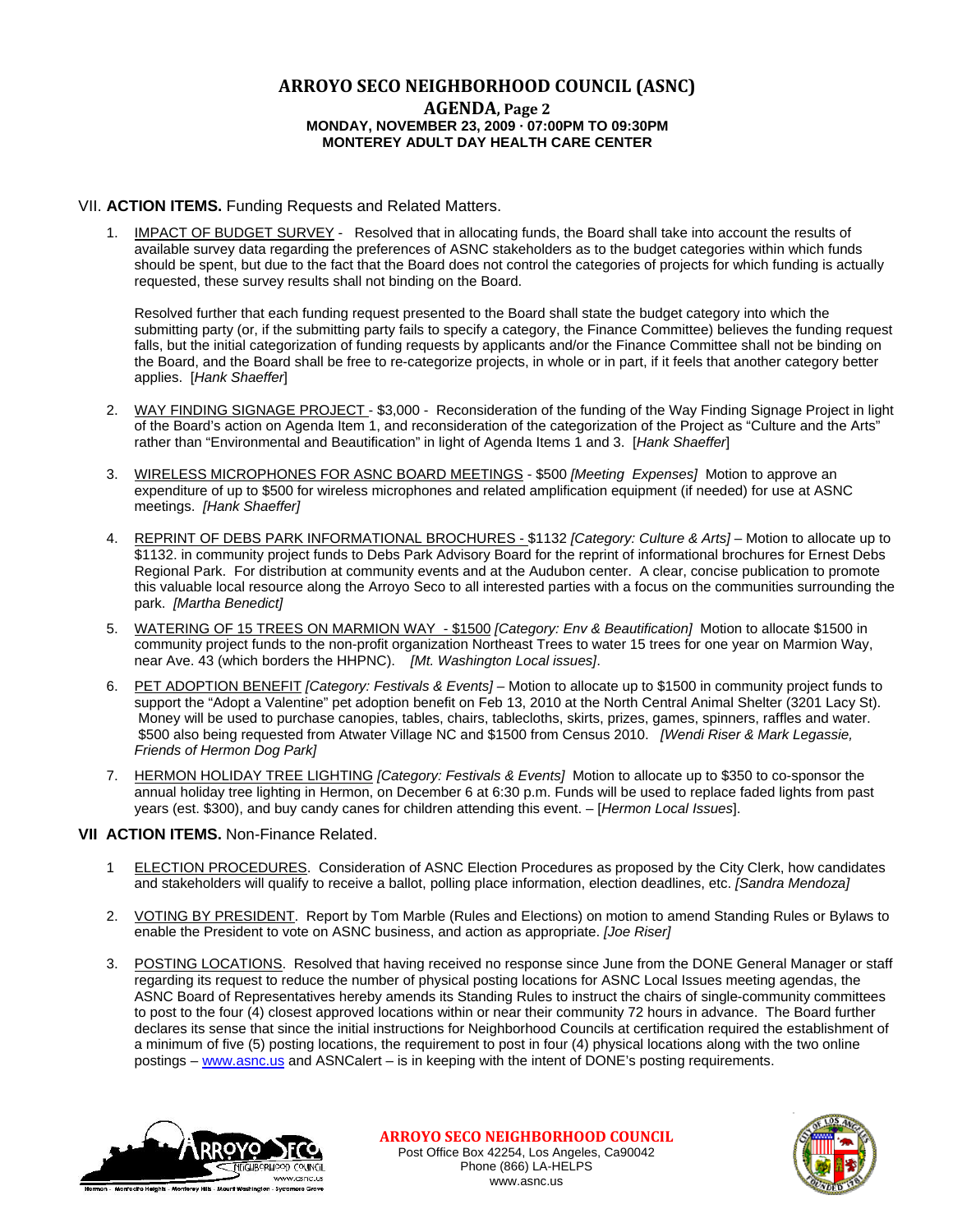# ARROYO SECO NEIGHBORHOOD COUNCIL (ASNC)

## AGENDA, Page 2

**MONDAY, NOVEMBER 23, 2009 · 07:00PM TO 09:30PM**
**MONTEREY ADULT DAY HEALTH CARE CENTER**

## VII. **ACTION ITEMS.** Funding Requests and Related Matters.

1. IMPACT OF BUDGET SURVEY - Resolved that in allocating funds, the Board shall take into account the results of available survey data regarding the preferences of ASNC stakeholders as to the budget categories within which funds should be spent, but due to the fact that the Board does not control the categories of projects for which funding is actually requested, these survey results shall not binding on the Board.

   Resolved further that each funding request presented to the Board shall state the budget category into which the submitting party (or, if the submitting party fails to specify a category, the Finance Committee) believes the funding request falls, but the initial categorization of funding requests by applicants and/or the Finance Committee shall not be binding on the Board, and the Board shall be free to re-categorize projects, in whole or in part, if it feels that another category better applies. [*Hank Shaeffer*]

2. WAY FINDING SIGNAGE PROJECT - $3,000 - Reconsideration of the funding of the Way Finding Signage Project in light of the Board's action on Agenda Item 1, and reconsideration of the categorization of the Project as "Culture and the Arts" rather than "Environmental and Beautification" in light of Agenda Items 1 and 3. [*Hank Shaeffer*]

3. WIRELESS MICROPHONES FOR ASNC BOARD MEETINGS - $500 *[Meeting Expenses]* Motion to approve an expenditure of up to $500 for wireless microphones and related amplification equipment (if needed) for use at ASNC meetings. *[Hank Shaeffer]*

4. REPRINT OF DEBS PARK INFORMATIONAL BROCHURES - $1132 *[Category: Culture & Arts]* – Motion to allocate up to $1132. in community project funds to Debs Park Advisory Board for the reprint of informational brochures for Ernest Debs Regional Park. For distribution at community events and at the Audubon center. A clear, concise publication to promote this valuable local resource along the Arroyo Seco to all interested parties with a focus on the communities surrounding the park. *[Martha Benedict]*

5. WATERING OF 15 TREES ON MARMION WAY - $1500 *[Category: Env & Beautification]* Motion to allocate $1500 in community project funds to the non-profit organization Northeast Trees to water 15 trees for one year on Marmion Way, near Ave. 43 (which borders the HHPNC). *[Mt. Washington Local issues]*.

6. PET ADOPTION BENEFIT *[Category: Festivals & Events]* – Motion to allocate up to $1500 in community project funds to support the "Adopt a Valentine" pet adoption benefit on Feb 13, 2010 at the North Central Animal Shelter (3201 Lacy St). Money will be used to purchase canopies, tables, chairs, tablecloths, skirts, prizes, games, spinners, raffles and water. $500 also being requested from Atwater Village NC and $1500 from Census 2010. *[Wendi Riser & Mark Legassie, Friends of Hermon Dog Park]*

7. HERMON HOLIDAY TREE LIGHTING *[Category: Festivals & Events]* Motion to allocate up to $350 to co-sponsor the annual holiday tree lighting in Hermon, on December 6 at 6:30 p.m. Funds will be used to replace faded lights from past years (est. $300), and buy candy canes for children attending this event. – [*Hermon Local Issues*].

## VII **ACTION ITEMS.** Non-Finance Related.

1. ELECTION PROCEDURES. Consideration of ASNC Election Procedures as proposed by the City Clerk, how candidates and stakeholders will qualify to receive a ballot, polling place information, election deadlines, etc. *[Sandra Mendoza]*

2. VOTING BY PRESIDENT. Report by Tom Marble (Rules and Elections) on motion to amend Standing Rules or Bylaws to enable the President to vote on ASNC business, and action as appropriate. *[Joe Riser]*

3. POSTING LOCATIONS. Resolved that having received no response since June from the DONE General Manager or staff regarding its request to reduce the number of physical posting locations for ASNC Local Issues meeting agendas, the ASNC Board of Representatives hereby amends its Standing Rules to instruct the chairs of single-community committees to post to the four (4) closest approved locations within or near their community 72 hours in advance. The Board further declares its sense that since the initial instructions for Neighborhood Councils at certification required the establishment of a minimum of five (5) posting locations, the requirement to post in four (4) physical locations along with the two online postings – www.asnc.us and ASNCalert – is in keeping with the intent of DONE's posting requirements.

**ARROYO SECO NEIGHBORHOOD COUNCIL**
Post Office Box 42254, Los Angeles, Ca90042
Phone (866) LA-HELPS
www.asnc.us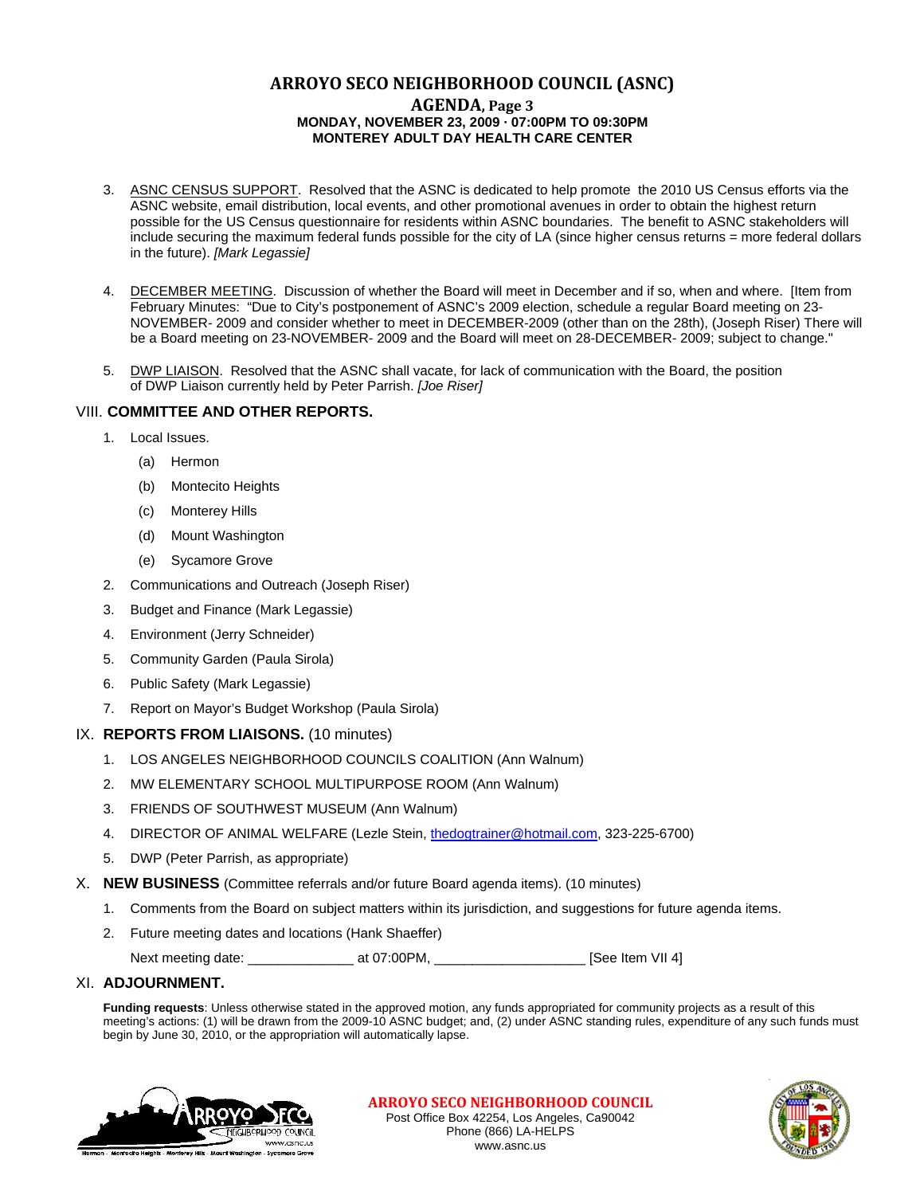3. ASNC CENSUS SUPPORT. Resolved that the ASNC is dedicated to help promote the 2010 US Census efforts via the ASNC website, email distribution, local events, and other promotional avenues in order to obtain the highest return possible for the US Census questionnaire for residents within ASNC boundaries. The benefit to ASNC stakeholders will include securing the maximum federal funds possible for the city of LA (since higher census returns = more federal dollars in the future). *[Mark Legassie]*

4. DECEMBER MEETING. Discussion of whether the Board will meet in December and if so, when and where. [Item from February Minutes: "Due to City's postponement of ASNC's 2009 election, schedule a regular Board meeting on 23-NOVEMBER- 2009 and consider whether to meet in DECEMBER-2009 (other than on the 28th), (Joseph Riser) There will be a Board meeting on 23-NOVEMBER- 2009 and the Board will meet on 28-DECEMBER- 2009; subject to change."

5. DWP LIAISON. Resolved that the ASNC shall vacate, for lack of communication with the Board, the position of DWP Liaison currently held by Peter Parrish. *[Joe Riser]*

## VIII. COMMITTEE AND OTHER REPORTS.

1. Local Issues.
   - (a) Hermon
   - (b) Montecito Heights
   - (c) Monterey Hills
   - (d) Mount Washington
   - (e) Sycamore Grove
2. Communications and Outreach (Joseph Riser)
3. Budget and Finance (Mark Legassie)
4. Environment (Jerry Schneider)
5. Community Garden (Paula Sirola)
6. Public Safety (Mark Legassie)
7. Report on Mayor's Budget Workshop (Paula Sirola)

## IX. REPORTS FROM LIAISONS. (10 minutes)

1. LOS ANGELES NEIGHBORHOOD COUNCILS COALITION (Ann Walnum)
2. MW ELEMENTARY SCHOOL MULTIPURPOSE ROOM (Ann Walnum)
3. FRIENDS OF SOUTHWEST MUSEUM (Ann Walnum)
4. DIRECTOR OF ANIMAL WELFARE (Lezle Stein, thedogtrainer@hotmail.com, 323-225-6700)
5. DWP (Peter Parrish, as appropriate)

## X. NEW BUSINESS (Committee referrals and/or future Board agenda items). (10 minutes)

1. Comments from the Board on subject matters within its jurisdiction, and suggestions for future agenda items.
2. Future meeting dates and locations (Hank Shaeffer)

   Next meeting date: ______________ at 07:00PM, ____________________ [See Item VII 4]

## XI. ADJOURNMENT.

**Funding requests**: Unless otherwise stated in the approved motion, any funds appropriated for community projects as a result of this meeting's actions: (1) will be drawn from the 2009-10 ASNC budget; and, (2) under ASNC standing rules, expenditure of any such funds must begin by June 30, 2010, or the appropriation will automatically lapse.

**ARROYO SECO NEIGHBORHOOD COUNCIL**
Post Office Box 42254, Los Angeles, Ca90042
Phone (866) LA-HELPS
www.asnc.us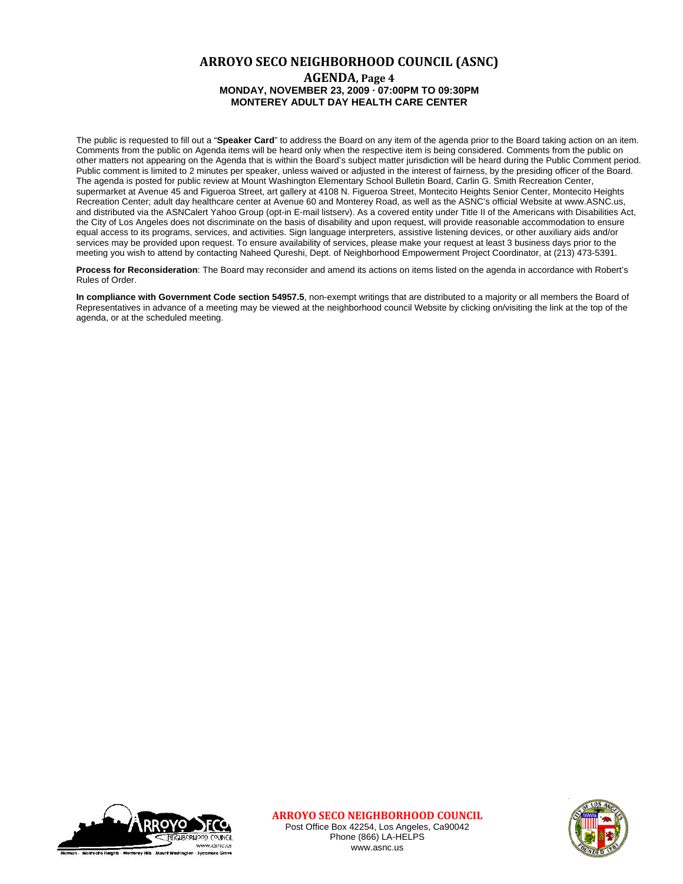The public is requested to fill out a "**Speaker Card**" to address the Board on any item of the agenda prior to the Board taking action on an item. Comments from the public on Agenda items will be heard only when the respective item is being considered. Comments from the public on other matters not appearing on the Agenda that is within the Board's subject matter jurisdiction will be heard during the Public Comment period. Public comment is limited to 2 minutes per speaker, unless waived or adjusted in the interest of fairness, by the presiding officer of the Board. The agenda is posted for public review at Mount Washington Elementary School Bulletin Board, Carlin G. Smith Recreation Center, supermarket at Avenue 45 and Figueroa Street, art gallery at 4108 N. Figueroa Street, Montecito Heights Senior Center, Montecito Heights Recreation Center; adult day healthcare center at Avenue 60 and Monterey Road, as well as the ASNC's official Website at www.ASNC.us, and distributed via the ASNCalert Yahoo Group (opt-in E-mail listserv). As a covered entity under Title II of the Americans with Disabilities Act, the City of Los Angeles does not discriminate on the basis of disability and upon request, will provide reasonable accommodation to ensure equal access to its programs, services, and activities. Sign language interpreters, assistive listening devices, or other auxiliary aids and/or services may be provided upon request. To ensure availability of services, please make your request at least 3 business days prior to the meeting you wish to attend by contacting Naheed Qureshi, Dept. of Neighborhood Empowerment Project Coordinator, at (213) 473-5391.

**Process for Reconsideration**: The Board may reconsider and amend its actions on items listed on the agenda in accordance with Robert's Rules of Order.

**In compliance with Government Code section 54957.5**, non-exempt writings that are distributed to a majority or all members the Board of Representatives in advance of a meeting may be viewed at the neighborhood council Website by clicking on/visiting the link at the top of the agenda, or at the scheduled meeting.